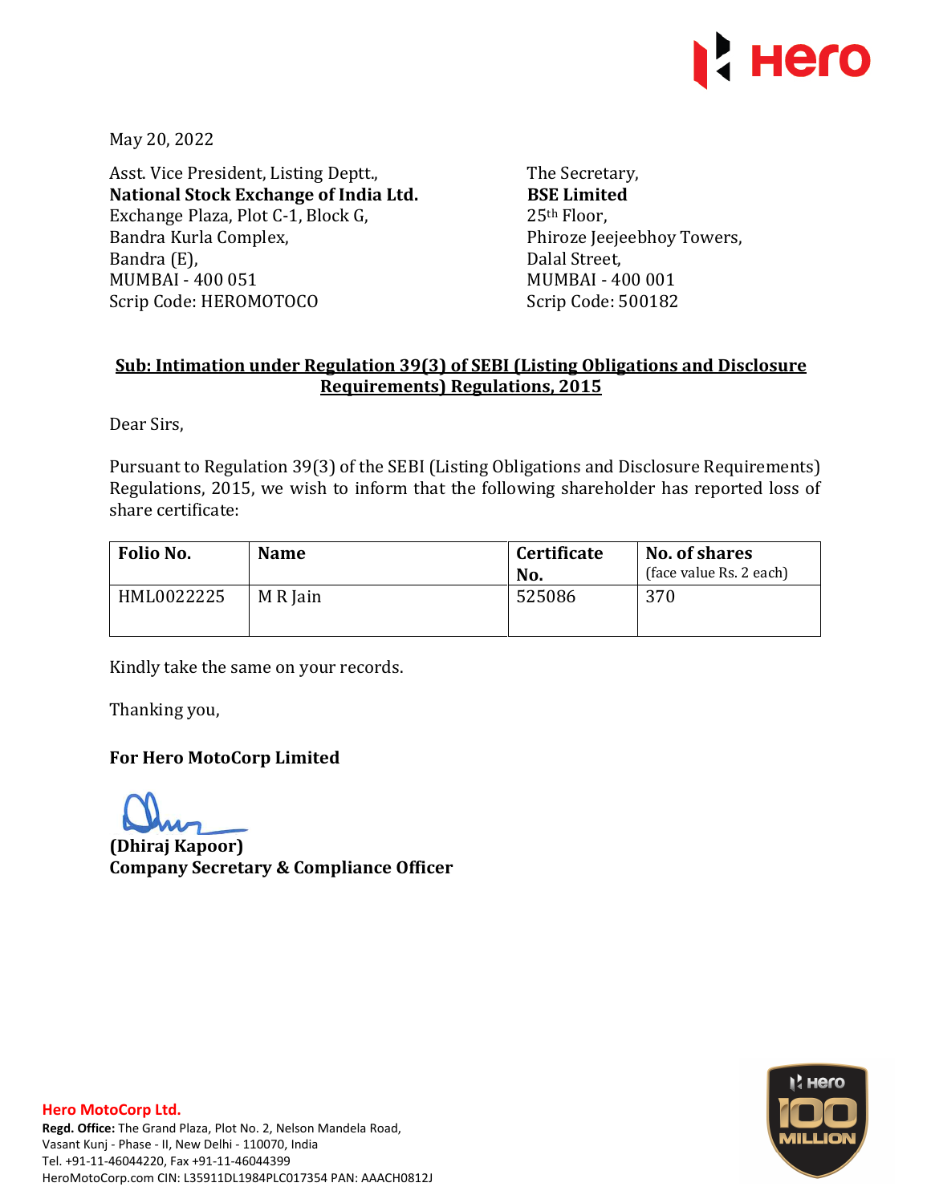May 20, 2022

Asst. Vice President, Listing Deptt.,
**National Stock Exchange of India Ltd.**
Exchange Plaza, Plot C-1, Block G,
Bandra Kurla Complex,
Bandra (E),
MUMBAI - 400 051
Scrip Code: HEROMOTOCO

The Secretary,
**BSE Limited**
25th Floor,
Phiroze Jeejeebhoy Towers,
Dalal Street,
MUMBAI - 400 001
Scrip Code: 500182

**Sub: Intimation under Regulation 39(3) of SEBI (Listing Obligations and Disclosure Requirements) Regulations, 2015**

Dear Sirs,

Pursuant to Regulation 39(3) of the SEBI (Listing Obligations and Disclosure Requirements) Regulations, 2015, we wish to inform that the following shareholder has reported loss of share certificate:

| Folio No. | Name | Certificate No. | No. of shares (face value Rs. 2 each) |
|---|---|---|---|
| HML0022225 | M R Jain | 525086 | 370 |

Kindly take the same on your records.

Thanking you,

**For Hero MotoCorp Limited**

**(Dhiraj Kapoor)**
**Company Secretary & Compliance Officer**

**Hero MotoCorp Ltd.**
**Regd. Office:** The Grand Plaza, Plot No. 2, Nelson Mandela Road, Vasant Kunj - Phase - II, New Delhi - 110070, India
Tel. +91-11-46044220, Fax +91-11-46044399
HeroMotoCorp.com CIN: L35911DL1984PLC017354 PAN: AAACH0812J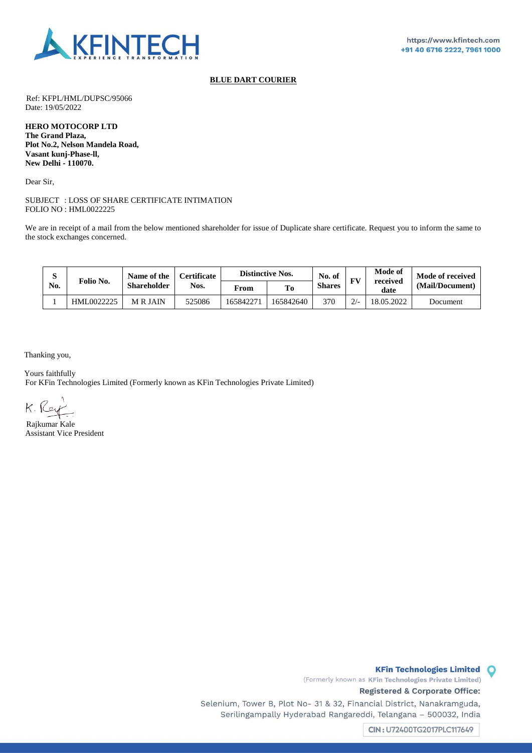**BLUE DART COURIER**

Ref: KFPL/HML/DUPSC/95066
Date: 19/05/2022

**HERO MOTOCORP LTD**
**The Grand Plaza,**
**Plot No.2, Nelson Mandela Road,**
**Vasant kunj-Phase-ll,**
**New Delhi - 110070.**

Dear Sir,

SUBJECT : LOSS OF SHARE CERTIFICATE INTIMATION
FOLIO NO : HML0022225

We are in receipt of a mail from the below mentioned shareholder for issue of Duplicate share certificate. Request you to inform the same to the stock exchanges concerned.

| S No. | Folio No. | Name of the Shareholder | Certificate Nos. | Distinctive Nos. | | No. of Shares | FV | Mode of received date | Mode of received (Mail/Document) |
|---|---|---|---|---|---|---|---|---|---|
| | | | | From | To | | | | |
| 1 | HML0022225 | M R JAIN | 525086 | 165842271 | 165842640 | 370 | 2/- | 18.05.2022 | Document |

Thanking you,

Yours faithfully
For KFin Technologies Limited (Formerly known as KFin Technologies Private Limited)

Rajkumar Kale
Assistant Vice President